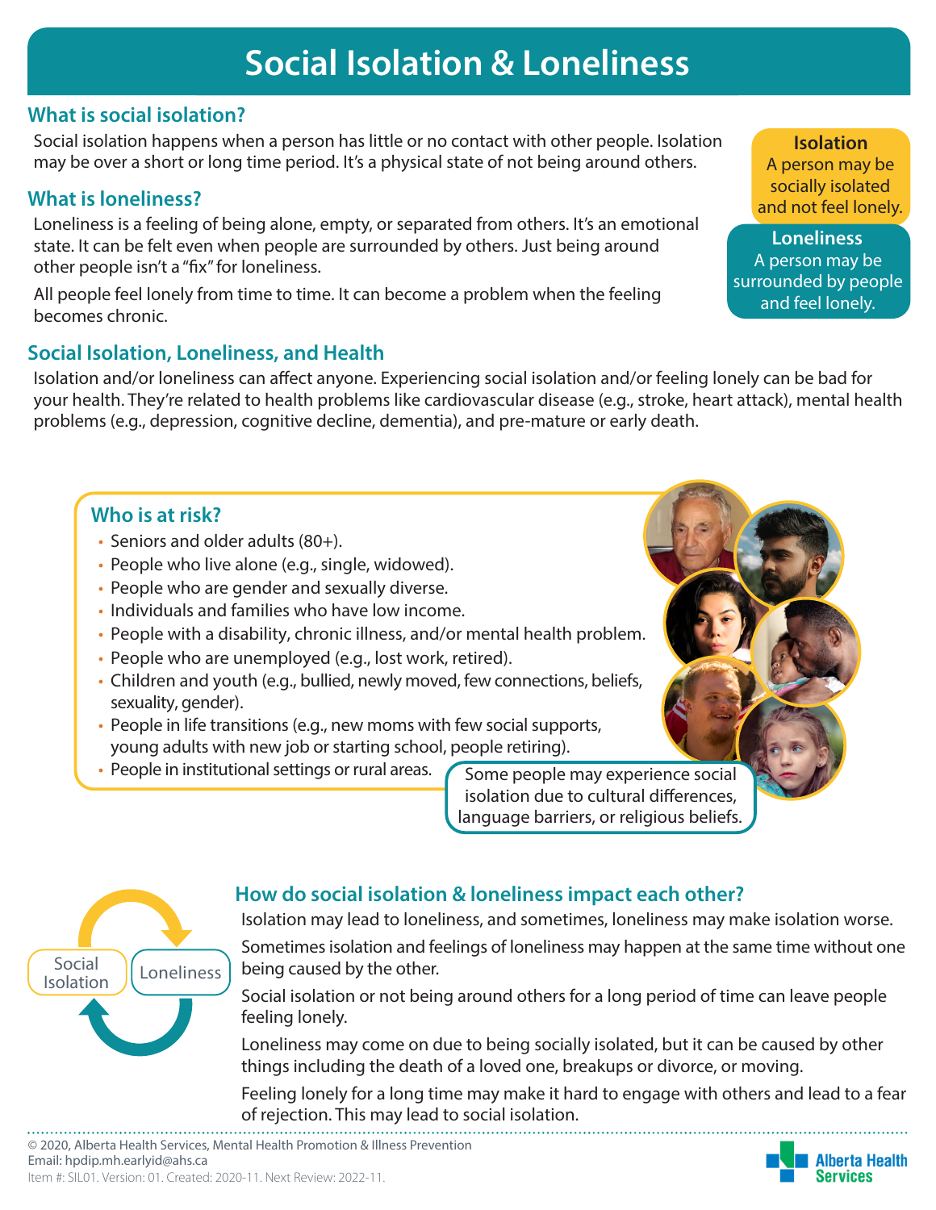# Social Isolation & Loneliness

## What is social isolation?

Social isolation happens when a person has little or no contact with other people. Isolation may be over a short or long time period. It's a physical state of not being around others.

## What is loneliness?

Loneliness is a feeling of being alone, empty, or separated from others. It's an emotional state. It can be felt even when people are surrounded by others. Just being around other people isn't a "fix" for loneliness.

All people feel lonely from time to time. It can become a problem when the feeling becomes chronic.

**Isolation**
A person may be socially isolated and not feel lonely.

**Loneliness**
A person may be surrounded by people and feel lonely.

## Social Isolation, Loneliness, and Health

Isolation and/or loneliness can affect anyone. Experiencing social isolation and/or feeling lonely can be bad for your health. They're related to health problems like cardiovascular disease (e.g., stroke, heart attack), mental health problems (e.g., depression, cognitive decline, dementia), and pre-mature or early death.

## Who is at risk?

- Seniors and older adults (80+).
- People who live alone (e.g., single, widowed).
- People who are gender and sexually diverse.
- Individuals and families who have low income.
- People with a disability, chronic illness, and/or mental health problem.
- People who are unemployed (e.g., lost work, retired).
- Children and youth (e.g., bullied, newly moved, few connections, beliefs, sexuality, gender).
- People in life transitions (e.g., new moms with few social supports, young adults with new job or starting school, people retiring).
- People in institutional settings or rural areas.

Some people may experience social isolation due to cultural differences, language barriers, or religious beliefs.

## How do social isolation & loneliness impact each other?

Social Isolation ⇄ Loneliness

Isolation may lead to loneliness, and sometimes, loneliness may make isolation worse.

Sometimes isolation and feelings of loneliness may happen at the same time without one being caused by the other.

Social isolation or not being around others for a long period of time can leave people feeling lonely.

Loneliness may come on due to being socially isolated, but it can be caused by other things including the death of a loved one, breakups or divorce, or moving.

Feeling lonely for a long time may make it hard to engage with others and lead to a fear of rejection. This may lead to social isolation.

© 2020, Alberta Health Services, Mental Health Promotion & Illness Prevention
Email: hpdip.mh.earlyid@ahs.ca
Item #: SIL01. Version: 01. Created: 2020-11. Next Review: 2022-11.

Alberta Health Services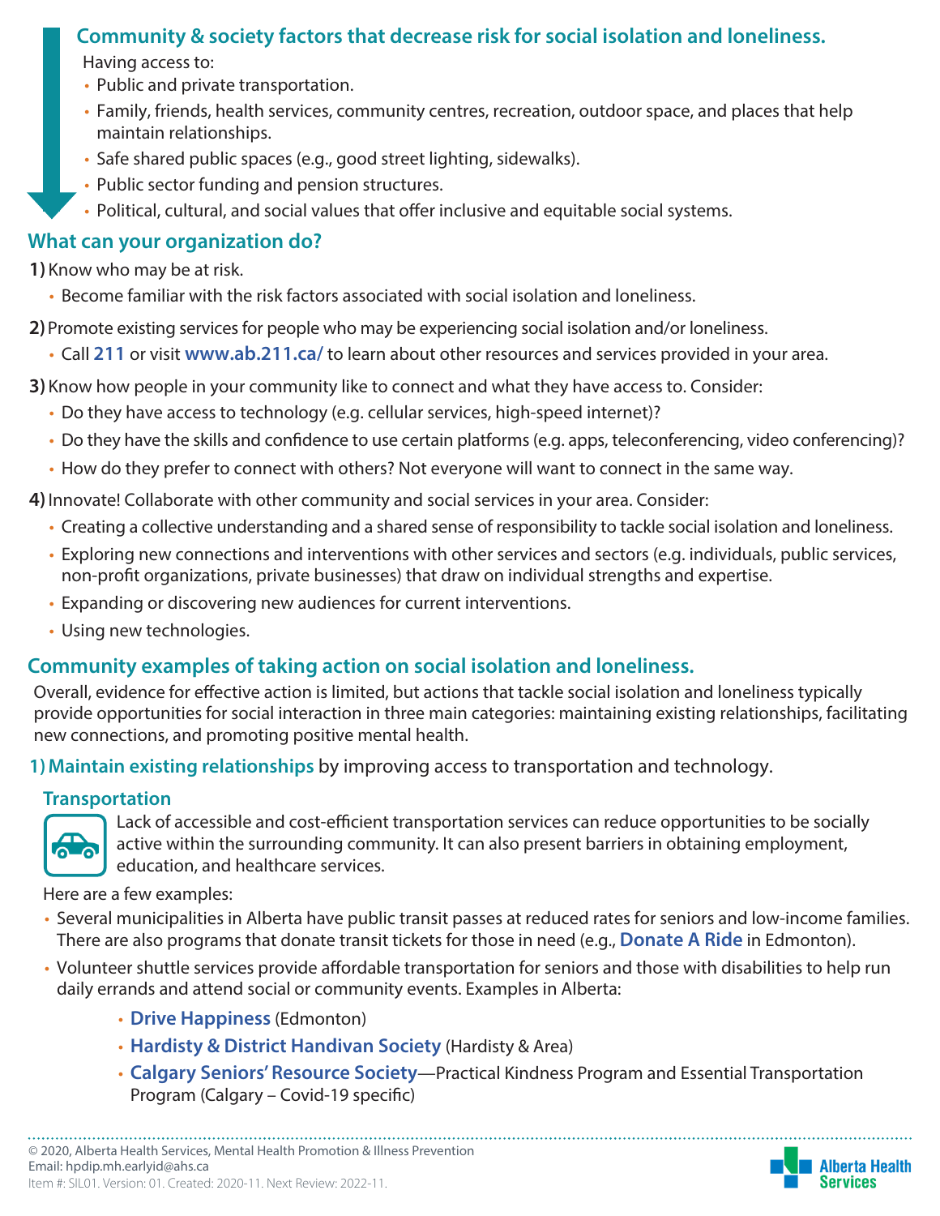## Community & society factors that decrease risk for social isolation and loneliness.

Having access to:

- Public and private transportation.
- Family, friends, health services, community centres, recreation, outdoor space, and places that help maintain relationships.
- Safe shared public spaces (e.g., good street lighting, sidewalks).
- Public sector funding and pension structures.
- Political, cultural, and social values that offer inclusive and equitable social systems.

## What can your organization do?

**1)** Know who may be at risk.

- Become familiar with the risk factors associated with social isolation and loneliness.

**2)** Promote existing services for people who may be experiencing social isolation and/or loneliness.

- Call **211** or visit **www.ab.211.ca/** to learn about other resources and services provided in your area.

**3)** Know how people in your community like to connect and what they have access to. Consider:

- Do they have access to technology (e.g. cellular services, high-speed internet)?
- Do they have the skills and confidence to use certain platforms (e.g. apps, teleconferencing, video conferencing)?
- How do they prefer to connect with others? Not everyone will want to connect in the same way.

**4)** Innovate! Collaborate with other community and social services in your area. Consider:

- Creating a collective understanding and a shared sense of responsibility to tackle social isolation and loneliness.
- Exploring new connections and interventions with other services and sectors (e.g. individuals, public services, non-profit organizations, private businesses) that draw on individual strengths and expertise.
- Expanding or discovering new audiences for current interventions.
- Using new technologies.

## Community examples of taking action on social isolation and loneliness.

Overall, evidence for effective action is limited, but actions that tackle social isolation and loneliness typically provide opportunities for social interaction in three main categories: maintaining existing relationships, facilitating new connections, and promoting positive mental health.

### 1) Maintain existing relationships by improving access to transportation and technology.

#### Transportation

Lack of accessible and cost-efficient transportation services can reduce opportunities to be socially active within the surrounding community. It can also present barriers in obtaining employment, education, and healthcare services.

Here are a few examples:

- Several municipalities in Alberta have public transit passes at reduced rates for seniors and low-income families. There are also programs that donate transit tickets for those in need (e.g., **Donate A Ride** in Edmonton).
- Volunteer shuttle services provide affordable transportation for seniors and those with disabilities to help run daily errands and attend social or community events. Examples in Alberta:
  - **Drive Happiness** (Edmonton)
  - **Hardisty & District Handivan Society** (Hardisty & Area)
  - **Calgary Seniors' Resource Society**—Practical Kindness Program and Essential Transportation Program (Calgary – Covid-19 specific)

© 2020, Alberta Health Services, Mental Health Promotion & Illness Prevention
Email: hpdip.mh.earlyid@ahs.ca
Item #: SIL01. Version: 01. Created: 2020-11. Next Review: 2022-11.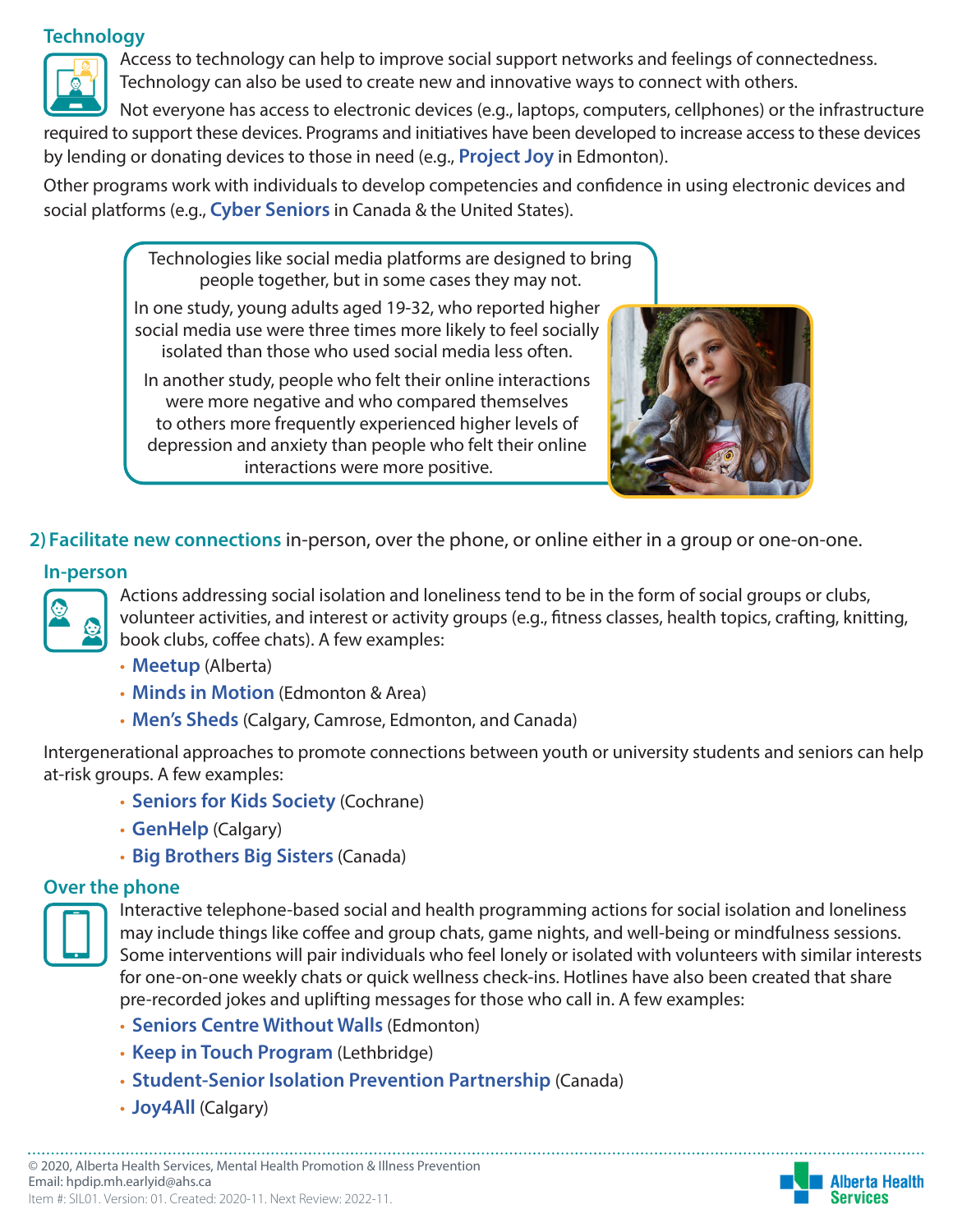### Technology

Access to technology can help to improve social support networks and feelings of connectedness. Technology can also be used to create new and innovative ways to connect with others.

Not everyone has access to electronic devices (e.g., laptops, computers, cellphones) or the infrastructure required to support these devices. Programs and initiatives have been developed to increase access to these devices by lending or donating devices to those in need (e.g., **Project Joy** in Edmonton).

Other programs work with individuals to develop competencies and confidence in using electronic devices and social platforms (e.g., **Cyber Seniors** in Canada & the United States).

> Technologies like social media platforms are designed to bring people together, but in some cases they may not.
>
> In one study, young adults aged 19-32, who reported higher social media use were three times more likely to feel socially isolated than those who used social media less often.
>
> In another study, people who felt their online interactions were more negative and who compared themselves to others more frequently experienced higher levels of depression and anxiety than people who felt their online interactions were more positive.

## 2) Facilitate new connections in-person, over the phone, or online either in a group or one-on-one.

### In-person

Actions addressing social isolation and loneliness tend to be in the form of social groups or clubs, volunteer activities, and interest or activity groups (e.g., fitness classes, health topics, crafting, knitting, book clubs, coffee chats). A few examples:

- **Meetup** (Alberta)
- **Minds in Motion** (Edmonton & Area)
- **Men's Sheds** (Calgary, Camrose, Edmonton, and Canada)

Intergenerational approaches to promote connections between youth or university students and seniors can help at-risk groups. A few examples:

- **Seniors for Kids Society** (Cochrane)
- **GenHelp** (Calgary)
- **Big Brothers Big Sisters** (Canada)

### Over the phone

Interactive telephone-based social and health programming actions for social isolation and loneliness may include things like coffee and group chats, game nights, and well-being or mindfulness sessions. Some interventions will pair individuals who feel lonely or isolated with volunteers with similar interests for one-on-one weekly chats or quick wellness check-ins. Hotlines have also been created that share pre-recorded jokes and uplifting messages for those who call in. A few examples:

- **Seniors Centre Without Walls** (Edmonton)
- **Keep in Touch Program** (Lethbridge)
- **Student-Senior Isolation Prevention Partnership** (Canada)
- **Joy4All** (Calgary)

© 2020, Alberta Health Services, Mental Health Promotion & Illness Prevention
Email: hpdip.mh.earlyid@ahs.ca
Item #: SIL01. Version: 01. Created: 2020-11. Next Review: 2022-11.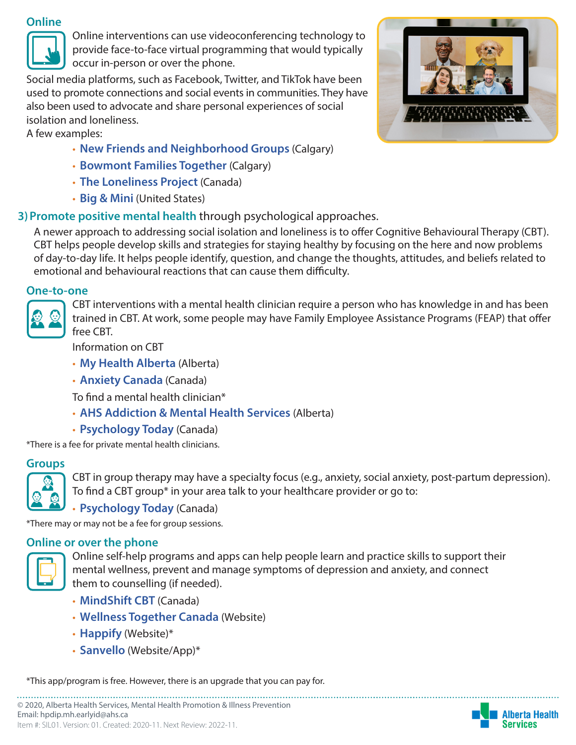### Online

Online interventions can use videoconferencing technology to provide face-to-face virtual programming that would typically occur in-person or over the phone.

Social media platforms, such as Facebook, Twitter, and TikTok have been used to promote connections and social events in communities. They have also been used to advocate and share personal experiences of social isolation and loneliness.

A few examples:

- **New Friends and Neighborhood Groups** (Calgary)
- **Bowmont Families Together** (Calgary)
- **The Loneliness Project** (Canada)
- **Big & Mini** (United States)

## 3) Promote positive mental health through psychological approaches.

A newer approach to addressing social isolation and loneliness is to offer Cognitive Behavioural Therapy (CBT). CBT helps people develop skills and strategies for staying healthy by focusing on the here and now problems of day-to-day life. It helps people identify, question, and change the thoughts, attitudes, and beliefs related to emotional and behavioural reactions that can cause them difficulty.

### One-to-one

CBT interventions with a mental health clinician require a person who has knowledge in and has been trained in CBT. At work, some people may have Family Employee Assistance Programs (FEAP) that offer free CBT.

Information on CBT

- **My Health Alberta** (Alberta)
- **Anxiety Canada** (Canada)

To find a mental health clinician*

- **AHS Addiction & Mental Health Services** (Alberta)
- **Psychology Today** (Canada)

*There is a fee for private mental health clinicians.

### Groups

CBT in group therapy may have a specialty focus (e.g., anxiety, social anxiety, post-partum depression). To find a CBT group* in your area talk to your healthcare provider or go to:

- **Psychology Today** (Canada)

*There may or may not be a fee for group sessions.

### Online or over the phone

Online self-help programs and apps can help people learn and practice skills to support their mental wellness, prevent and manage symptoms of depression and anxiety, and connect them to counselling (if needed).

- **MindShift CBT** (Canada)
- **Wellness Together Canada** (Website)
- **Happify** (Website)*
- **Sanvello** (Website/App)*

*This app/program is free. However, there is an upgrade that you can pay for.

© 2020, Alberta Health Services, Mental Health Promotion & Illness Prevention
Email: hpdip.mh.earlyid@ahs.ca
Item #: SIL01. Version: 01. Created: 2020-11. Next Review: 2022-11.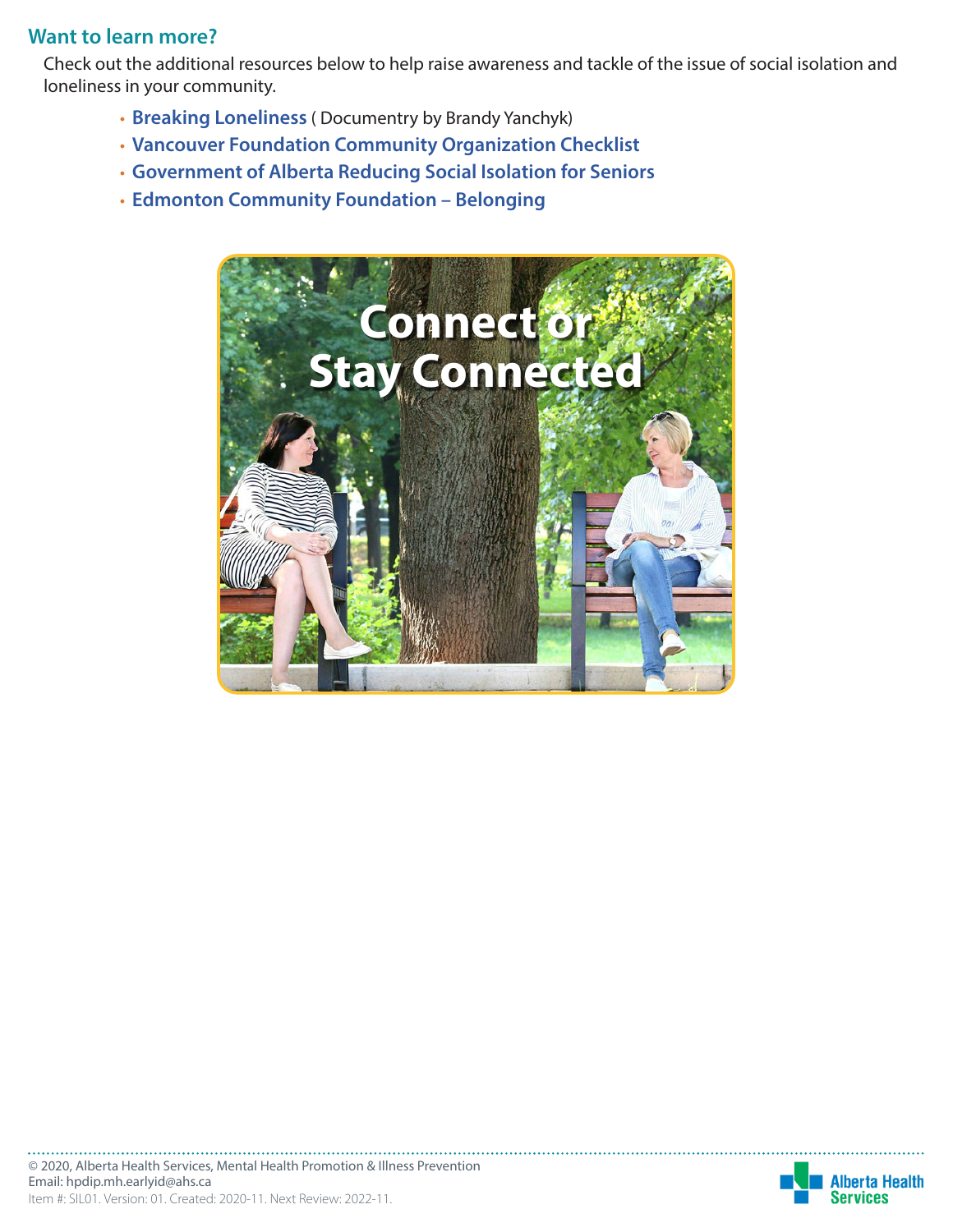## Want to learn more?

Check out the additional resources below to help raise awareness and tackle of the issue of social isolation and loneliness in your community.

- **Breaking Loneliness** ( Documentry by Brandy Yanchyk)
- **Vancouver Foundation Community Organization Checklist**
- **Government of Alberta Reducing Social Isolation for Seniors**
- **Edmonton Community Foundation – Belonging**

Connect or Stay Connected

© 2020, Alberta Health Services, Mental Health Promotion & Illness Prevention
Email: hpdip.mh.earlyid@ahs.ca
Item #: SIL01. Version: 01. Created: 2020-11. Next Review: 2022-11.